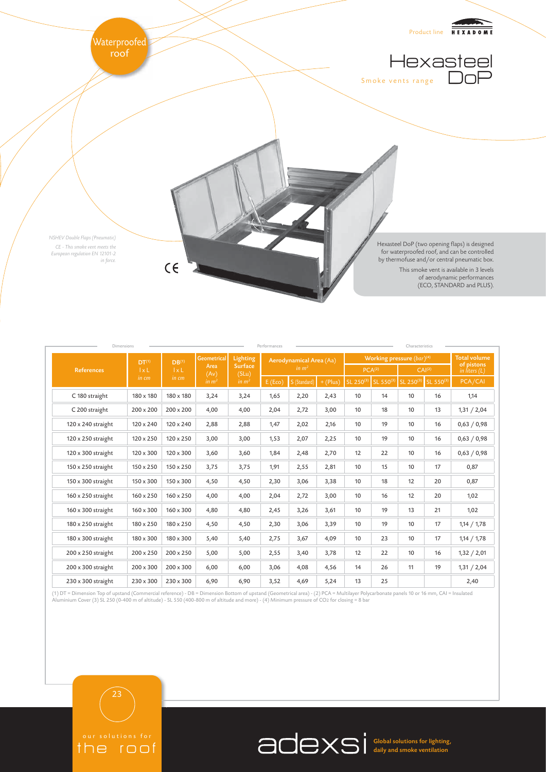Waterproofed roof

Product line HEXADOME

# Hexasteel DoP

Smoke vents range

*NSHEV Double Flaps (Pneumatic)*

*CE - This smoke vent meets the European regulation EN 12101-2 in force.*

Hexasteel DoP (two opening flaps) is designed for waterproofed roof, and can be controlled by thermofuse and/or central pneumatic box.

This smoke vent is available in 3 levels of aerodynamic performances (ECO, STANDARD and PLUS).

| Dimensions | | | | | Performances | | | Characteristics | | | | |
|---|---|---|---|---|---|---|---|---|---|---|---|---|
| References | DT[1] l x L in cm | DB[1] l x L in cm | Geometrical Area (Av) in $m^2$ | Lighting Surface (SLu) in $m^2$ | Aerodynamical Area (Aa) in $m^2$ | | | Working pressure *(bar)*[4] | | | | Total volume of pistons *in liters (L)* |
| | | | | | | | | PCA[2] | | CAI[2] | | |
| | | | | | E (Eco) | S (Standard) | + (Plus) | SL 250[3] | SL 550[3] | SL 250[3] | SL 550[3] | PCA/CAI |
| C 180 straight | 180 x 180 | 180 x 180 | 3,24 | 3,24 | 1,65 | 2,20 | 2,43 | 10 | 14 | 10 | 16 | 1,14 |
| C 200 straight | 200 x 200 | 200 x 200 | 4,00 | 4,00 | 2,04 | 2,72 | 3,00 | 10 | 18 | 10 | 13 | 1,31 / 2,04 |
| 120 x 240 straight | 120 x 240 | 120 x 240 | 2,88 | 2,88 | 1,47 | 2,02 | 2,16 | 10 | 19 | 10 | 16 | 0,63 / 0,98 |
| 120 x 250 straight | 120 x 250 | 120 x 250 | 3,00 | 3,00 | 1,53 | 2,07 | 2,25 | 10 | 19 | 10 | 16 | 0,63 / 0,98 |
| 120 x 300 straight | 120 x 300 | 120 x 300 | 3,60 | 3,60 | 1,84 | 2,48 | 2,70 | 12 | 22 | 10 | 16 | 0,63 / 0,98 |
| 150 x 250 straight | 150 x 250 | 150 x 250 | 3,75 | 3,75 | 1,91 | 2,55 | 2,81 | 10 | 15 | 10 | 17 | 0,87 |
| 150 x 300 straight | 150 x 300 | 150 x 300 | 4,50 | 4,50 | 2,30 | 3,06 | 3,38 | 10 | 18 | 12 | 20 | 0,87 |
| 160 x 250 straight | 160 x 250 | 160 x 250 | 4,00 | 4,00 | 2,04 | 2,72 | 3,00 | 10 | 16 | 12 | 20 | 1,02 |
| 160 x 300 straight | 160 x 300 | 160 x 300 | 4,80 | 4,80 | 2,45 | 3,26 | 3,61 | 10 | 19 | 13 | 21 | 1,02 |
| 180 x 250 straight | 180 x 250 | 180 x 250 | 4,50 | 4,50 | 2,30 | 3,06 | 3,39 | 10 | 19 | 10 | 17 | 1,14 / 1,78 |
| 180 x 300 straight | 180 x 300 | 180 x 300 | 5,40 | 5,40 | 2,75 | 3,67 | 4,09 | 10 | 23 | 10 | 17 | 1,14 / 1,78 |
| 200 x 250 straight | 200 x 250 | 200 x 250 | 5,00 | 5,00 | 2,55 | 3,40 | 3,78 | 12 | 22 | 10 | 16 | 1,32 / 2,01 |
| 200 x 300 straight | 200 x 300 | 200 x 300 | 6,00 | 6,00 | 3,06 | 4,08 | 4,56 | 14 | 26 | 11 | 19 | 1,31 / 2,04 |
| 230 x 300 straight | 230 x 300 | 230 x 300 | 6,90 | 6,90 | 3,52 | 4,69 | 5,24 | 13 | 25 | | | 2,40 |

(1) DT = Dimension Top of upstand (Commercial reference) - DB = Dimension Bottom of upstand (Geometrical area) - (2) PCA = Multilayer Polycarbonate panels 10 or 16 mm, CAI = Insulated Aluminium Cover (3) SL 250 (0-400 m of altitude) - SL 550 (400-800 m of altitude and more) - (4) Minimum pressure of $CO_2$ for closing = 8 bar

our solutions for the roof

adexsi Global solutions for lighting, daily and smoke ventilation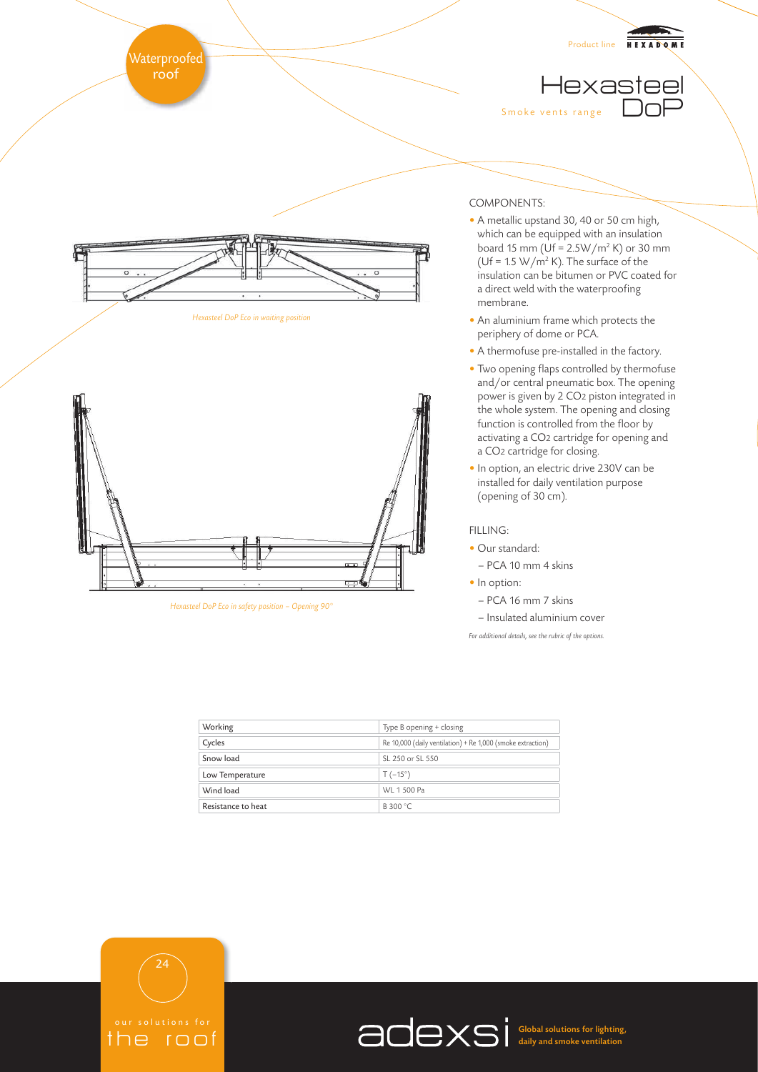Waterproofed roof

Product line HEXADOME

# Hexasteel DoP

Smoke vents range

*Hexasteel DoP Eco in waiting position*

*Hexasteel DoP Eco in safety position – Opening 90°*

## COMPONENTS:

- A metallic upstand 30, 40 or 50 cm high, which can be equipped with an insulation board 15 mm (Uf = 2.5W/m² K) or 30 mm (Uf = 1.5 W/m² K). The surface of the insulation can be bitumen or PVC coated for a direct weld with the waterproofing membrane.
- An aluminium frame which protects the periphery of dome or PCA.
- A thermofuse pre-installed in the factory.
- Two opening flaps controlled by thermofuse and/or central pneumatic box. The opening power is given by 2 $CO_2$ piston integrated in the whole system. The opening and closing function is controlled from the floor by activating a $CO_2$ cartridge for opening and a $CO_2$ cartridge for closing.
- In option, an electric drive 230V can be installed for daily ventilation purpose (opening of 30 cm).

## FILLING:

- Our standard:
  – PCA 10 mm 4 skins
- In option:
  – PCA 16 mm 7 skins
  – Insulated aluminium cover

*For additional details, see the rubric of the options.*

| | |
|---|---|
| Working | Type B opening + closing |
| Cycles | Re 10,000 (daily ventilation) + Re 1,000 (smoke extraction) |
| Snow load | SL 250 or SL 550 |
| Low Temperature | T (−15°) |
| Wind load | WL 1 500 Pa |
| Resistance to heat | B 300 °C |

our solutions for the roof

adexsi Global solutions for lighting, daily and smoke ventilation